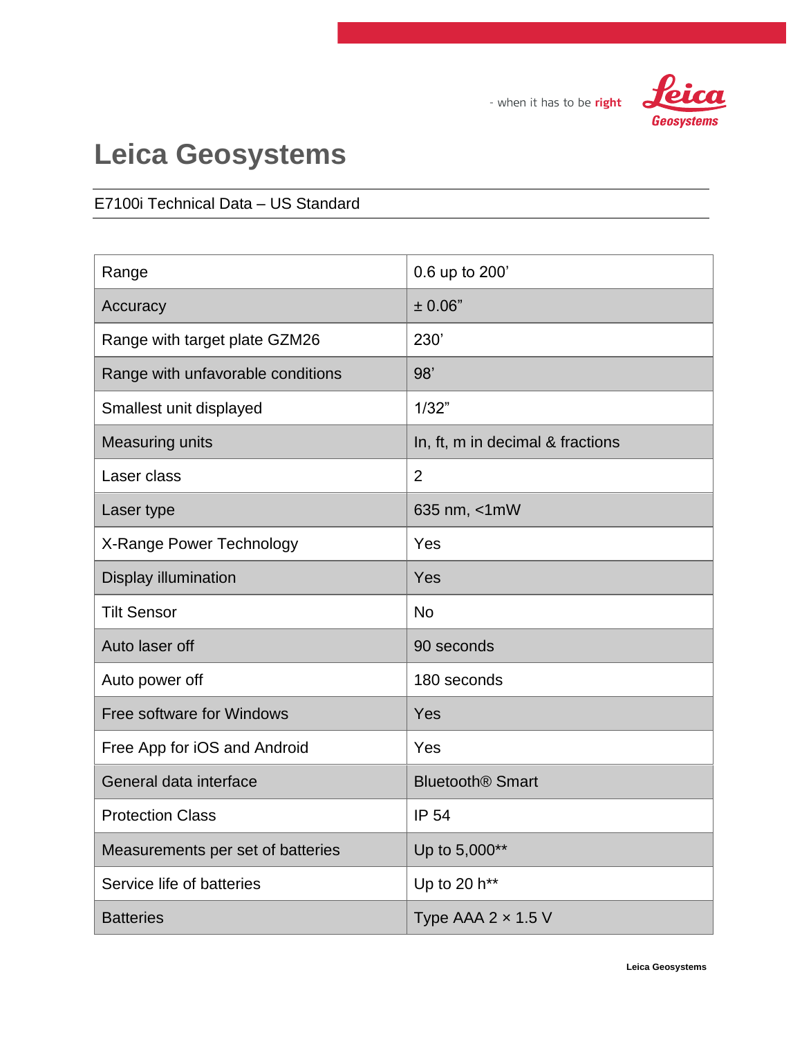- when it has to be **right**

# Leica Geosystems

E7100i Technical Data – US Standard

| | |
|---|---|
| Range | 0.6 up to 200’ |
| Accuracy | ± 0.06” |
| Range with target plate GZM26 | 230’ |
| Range with unfavorable conditions | 98’ |
| Smallest unit displayed | 1/32” |
| Measuring units | In, ft, m in decimal & fractions |
| Laser class | 2 |
| Laser type | 635 nm, <1mW |
| X-Range Power Technology | Yes |
| Display illumination | Yes |
| Tilt Sensor | No |
| Auto laser off | 90 seconds |
| Auto power off | 180 seconds |
| Free software for Windows | Yes |
| Free App for iOS and Android | Yes |
| General data interface | Bluetooth® Smart |
| Protection Class | IP 54 |
| Measurements per set of batteries | Up to 5,000** |
| Service life of batteries | Up to 20 h** |
| Batteries | Type AAA 2 × 1.5 V |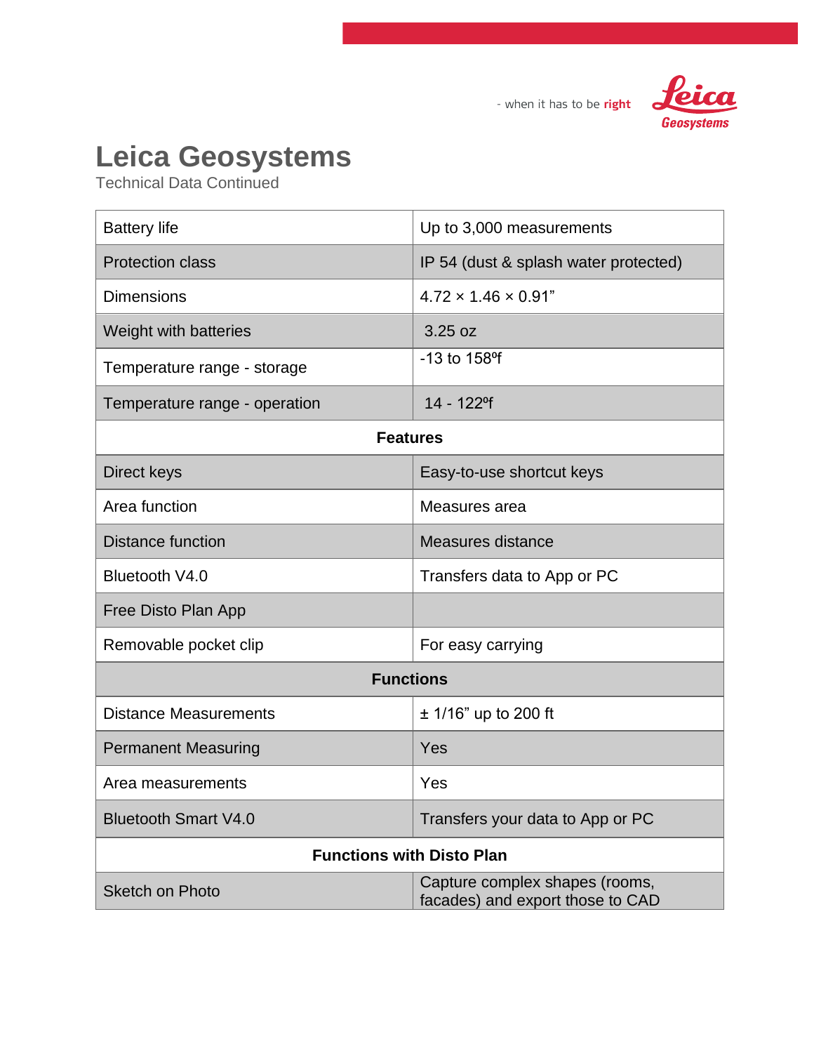- when it has to be **right**

# Leica Geosystems

Technical Data Continued

| | |
|---|---|
| Battery life | Up to 3,000 measurements |
| Protection class | IP 54 (dust & splash water protected) |
| Dimensions | 4.72 × 1.46 × 0.91” |
| Weight with batteries | 3.25 oz |
| Temperature range - storage | -13 to 158ºf |
| Temperature range - operation | 14 - 122ºf |
| **Features** | |
| Direct keys | Easy-to-use shortcut keys |
| Area function | Measures area |
| Distance function | Measures distance |
| Bluetooth V4.0 | Transfers data to App or PC |
| Free Disto Plan App | |
| Removable pocket clip | For easy carrying |
| **Functions** | |
| Distance Measurements | ± 1/16” up to 200 ft |
| Permanent Measuring | Yes |
| Area measurements | Yes |
| Bluetooth Smart V4.0 | Transfers your data to App or PC |
| **Functions with Disto Plan** | |
| Sketch on Photo | Capture complex shapes (rooms, facades) and export those to CAD |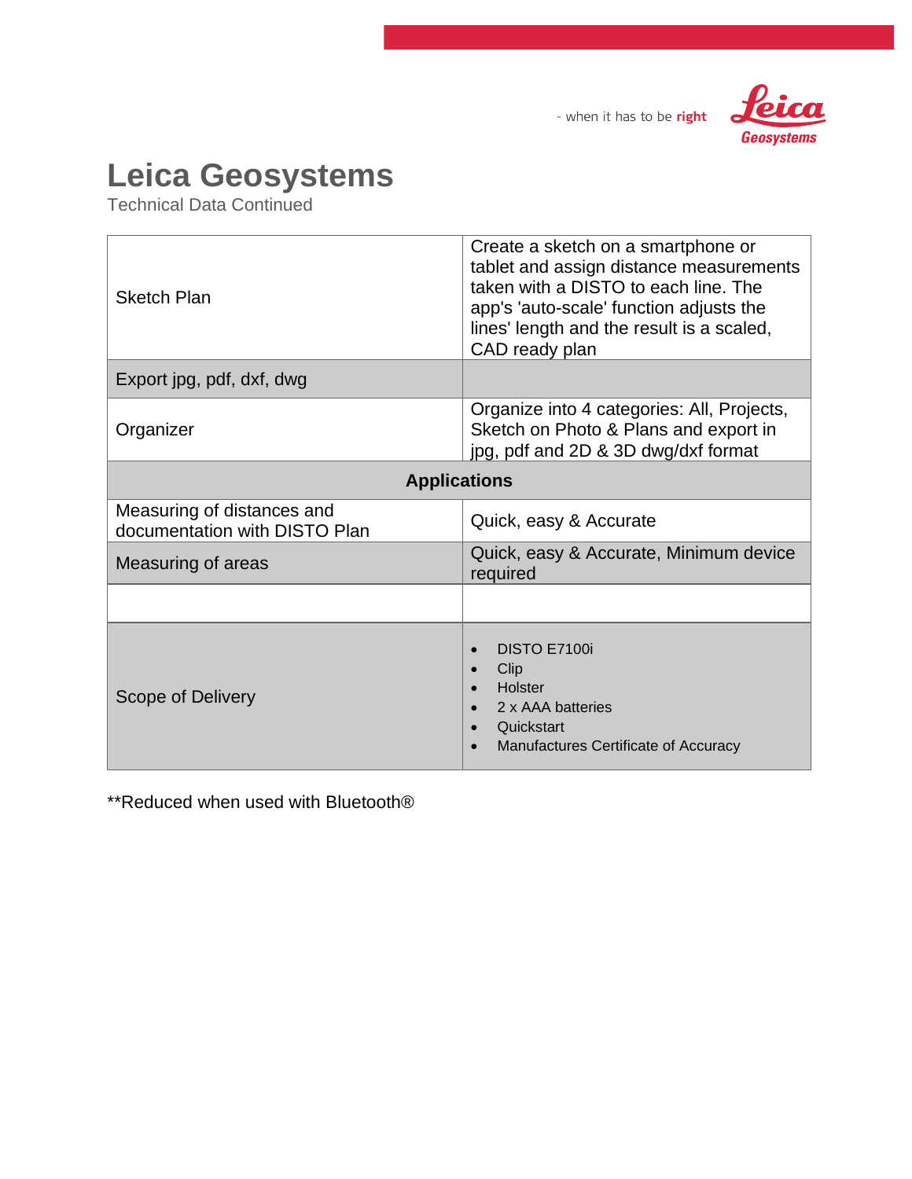# Leica Geosystems

Technical Data Continued

| | |
|---|---|
| Sketch Plan | Create a sketch on a smartphone or tablet and assign distance measurements taken with a DISTO to each line. The app's 'auto-scale' function adjusts the lines' length and the result is a scaled, CAD ready plan |
| Export jpg, pdf, dxf, dwg | |
| Organizer | Organize into 4 categories: All, Projects, Sketch on Photo & Plans and export in jpg, pdf and 2D & 3D dwg/dxf format |
| **Applications** | |
| Measuring of distances and documentation with DISTO Plan | Quick, easy & Accurate |
| Measuring of areas | Quick, easy & Accurate, Minimum device required |
| | |
| Scope of Delivery | • DISTO E7100i<br>• Clip<br>• Holster<br>• 2 x AAA batteries<br>• Quickstart<br>• Manufactures Certificate of Accuracy |

**Reduced when used with Bluetooth®